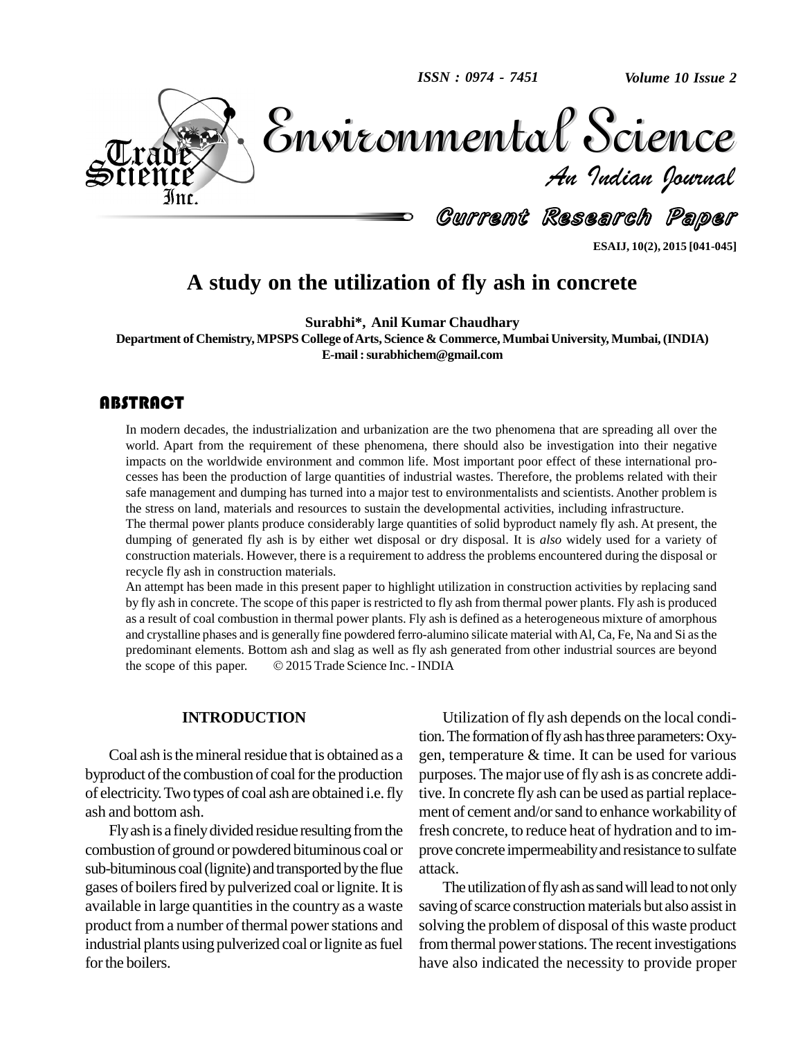# A study on the utilization of fly ash in concrete

**Surabhi\*, Anil Kumar Chaudhary**

**Department of Chemistry, MPSPS College of Arts, Science & Commerce, Mumbai University, Mumbai, (INDIA)**
**E-mail : surabhichem@gmail.com**

## ABSTRACT

In modern decades, the industrialization and urbanization are the two phenomena that are spreading all over the world. Apart from the requirement of these phenomena, there should also be investigation into their negative impacts on the worldwide environment and common life. Most important poor effect of these international processes has been the production of large quantities of industrial wastes. Therefore, the problems related with their safe management and dumping has turned into a major test to environmentalists and scientists. Another problem is the stress on land, materials and resources to sustain the developmental activities, including infrastructure.

The thermal power plants produce considerably large quantities of solid byproduct namely fly ash. At present, the dumping of generated fly ash is by either wet disposal or dry disposal. It is *also* widely used for a variety of construction materials. However, there is a requirement to address the problems encountered during the disposal or recycle fly ash in construction materials.

An attempt has been made in this present paper to highlight utilization in construction activities by replacing sand by fly ash in concrete. The scope of this paper is restricted to fly ash from thermal power plants. Fly ash is produced as a result of coal combustion in thermal power plants. Fly ash is defined as a heterogeneous mixture of amorphous and crystalline phases and is generally fine powdered ferro-alumino silicate material with Al, Ca, Fe, Na and Si as the predominant elements. Bottom ash and slag as well as fly ash generated from other industrial sources are beyond the scope of this paper. © 2015 Trade Science Inc. - INDIA

## INTRODUCTION

Coal ash is the mineral residue that is obtained as a byproduct of the combustion of coal for the production of electricity. Two types of coal ash are obtained i.e. fly ash and bottom ash.

Fly ash is a finely divided residue resulting from the combustion of ground or powdered bituminous coal or sub-bituminous coal (lignite) and transported by the flue gases of boilers fired by pulverized coal or lignite. It is available in large quantities in the country as a waste product from a number of thermal power stations and industrial plants using pulverized coal or lignite as fuel for the boilers.

Utilization of fly ash depends on the local condition. The formation of fly ash has three parameters: Oxygen, temperature & time. It can be used for various purposes. The major use of fly ash is as concrete additive. In concrete fly ash can be used as partial replacement of cement and/or sand to enhance workability of fresh concrete, to reduce heat of hydration and to improve concrete impermeability and resistance to sulfate attack.

The utilization of fly ash as sand will lead to not only saving of scarce construction materials but also assist in solving the problem of disposal of this waste product from thermal power stations. The recent investigations have also indicated the necessity to provide proper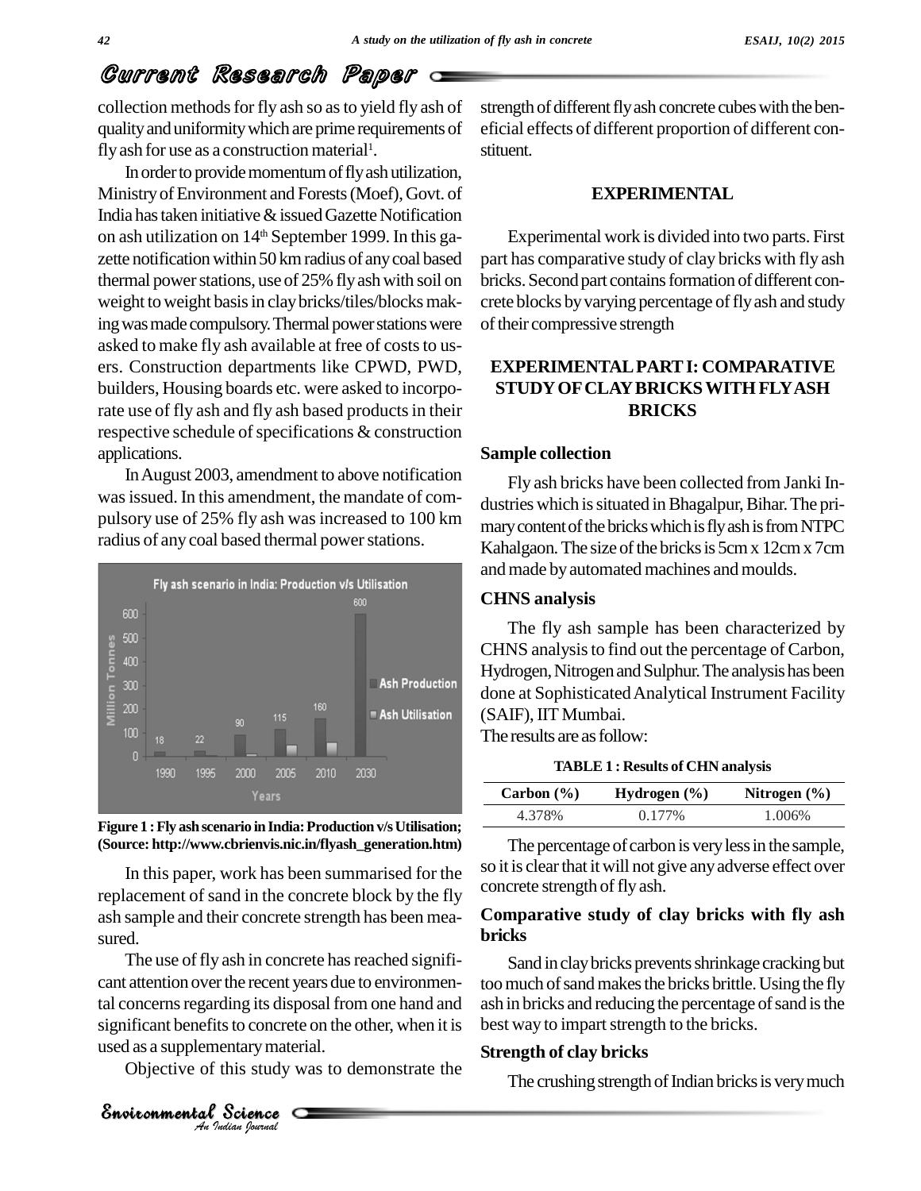collection methods for fly ash so as to yield fly ash of quality and uniformity which are prime requirements of fly ash for use as a construction material[1].

In order to provide momentum of fly ash utilization, Ministry of Environment and Forests (Moef), Govt. of India has taken initiative & issued Gazette Notification on ash utilization on 14th September 1999. In this gazette notification within 50 km radius of any coal based thermal power stations, use of 25% fly ash with soil on weight to weight basis in clay bricks/tiles/blocks making was made compulsory. Thermal power stations were asked to make fly ash available at free of costs to users. Construction departments like CPWD, PWD, builders, Housing boards etc. were asked to incorporate use of fly ash and fly ash based products in their respective schedule of specifications & construction applications.

In August 2003, amendment to above notification was issued. In this amendment, the mandate of compulsory use of 25% fly ash was increased to 100 km radius of any coal based thermal power stations.

**Figure 1 : Fly ash scenario in India: Production v/s Utilisation; (Source: http://www.cbrienvis.nic.in/flyash_generation.htm)**

In this paper, work has been summarised for the replacement of sand in the concrete block by the fly ash sample and their concrete strength has been measured.

The use of fly ash in concrete has reached significant attention over the recent years due to environmental concerns regarding its disposal from one hand and significant benefits to concrete on the other, when it is used as a supplementary material.

Objective of this study was to demonstrate the strength of different fly ash concrete cubes with the beneficial effects of different proportion of different constituent.

## EXPERIMENTAL

Experimental work is divided into two parts. First part has comparative study of clay bricks with fly ash bricks. Second part contains formation of different concrete blocks by varying percentage of fly ash and study of their compressive strength

## EXPERIMENTAL PART I: COMPARATIVE STUDY OF CLAY BRICKS WITH FLY ASH BRICKS

### Sample collection

Fly ash bricks have been collected from Janki Industries which is situated in Bhagalpur, Bihar. The primary content of the bricks which is fly ash is from NTPC Kahalgaon. The size of the bricks is 5cm x 12cm x 7cm and made by automated machines and moulds.

### CHNS analysis

The fly ash sample has been characterized by CHNS analysis to find out the percentage of Carbon, Hydrogen, Nitrogen and Sulphur. The analysis has been done at Sophisticated Analytical Instrument Facility (SAIF), IIT Mumbai.

The results are as follow:

**TABLE 1 : Results of CHN analysis**

| Carbon (%) | Hydrogen (%) | Nitrogen (%) |
|---|---|---|
| 4.378% | 0.177% | 1.006% |

The percentage of carbon is very less in the sample, so it is clear that it will not give any adverse effect over concrete strength of fly ash.

### Comparative study of clay bricks with fly ash bricks

Sand in clay bricks prevents shrinkage cracking but too much of sand makes the bricks brittle. Using the fly ash in bricks and reducing the percentage of sand is the best way to impart strength to the bricks.

### Strength of clay bricks

The crushing strength of Indian bricks is very much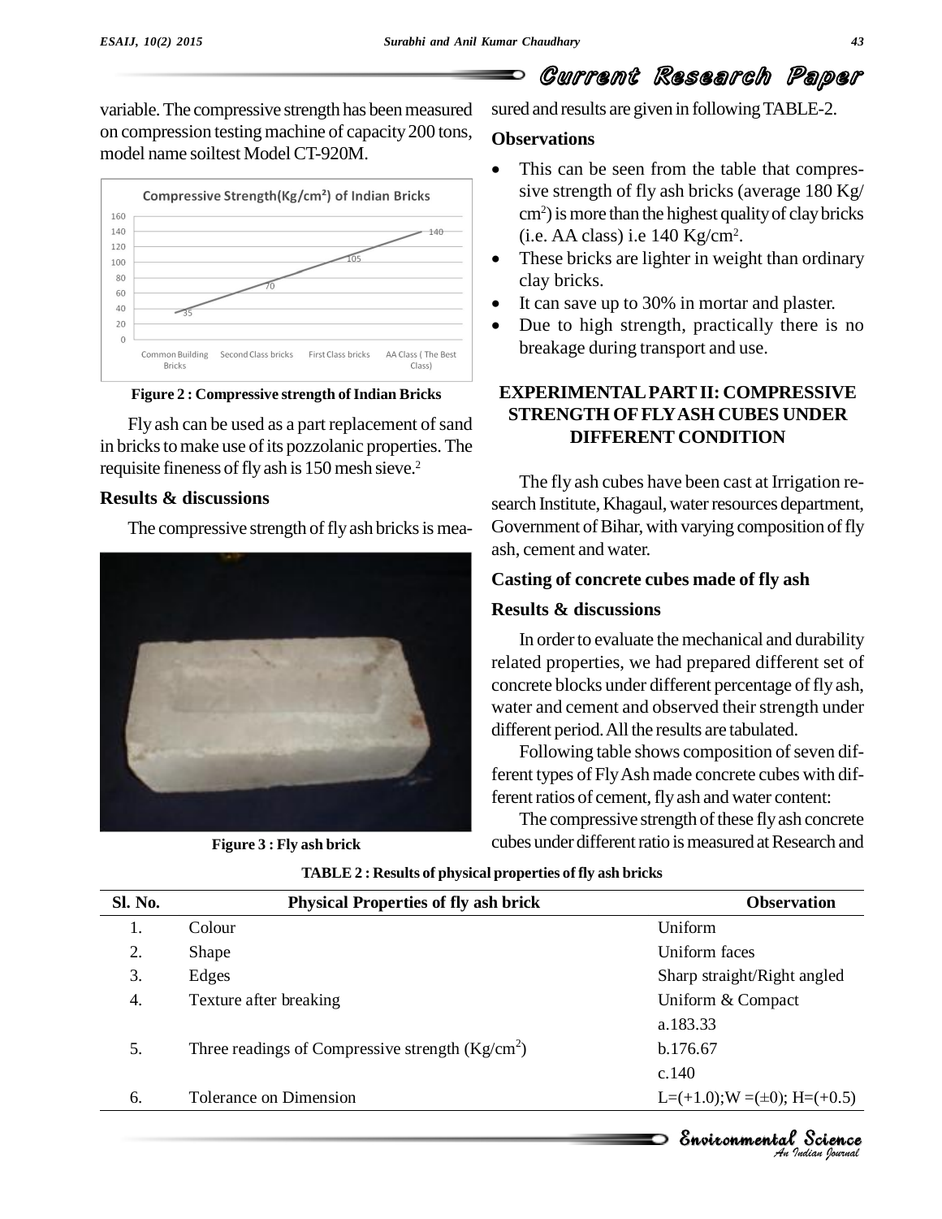variable. The compressive strength has been measured on compression testing machine of capacity 200 tons, model name soiltest Model CT-920M.

Figure 2 : Compressive strength of Indian Bricks

Fly ash can be used as a part replacement of sand in bricks to make use of its pozzolanic properties. The requisite fineness of fly ash is 150 mesh sieve.[2]

### Results & discussions

The compressive strength of fly ash bricks is measured and results are given in following TABLE-2.

Figure 3 : Fly ash brick

TABLE 2 : Results of physical properties of fly ash bricks

| Sl. No. | Physical Properties of fly ash brick | Observation |
|---|---|---|
| 1. | Colour | Uniform |
| 2. | Shape | Uniform faces |
| 3. | Edges | Sharp straight/Right angled |
| 4. | Texture after breaking | Uniform & Compact |
| 5. | Three readings of Compressive strength (Kg/cm$^2$) | a.183.33<br>b.176.67<br>c.140 |
| 6. | Tolerance on Dimension | L=(+1.0);W =(±0); H=(+0.5) |

### Observations

- This can be seen from the table that compressive strength of fly ash bricks (average 180 Kg/cm$^2$) is more than the highest quality of clay bricks (i.e. AA class) i.e 140 Kg/cm$^2$.
- These bricks are lighter in weight than ordinary clay bricks.
- It can save up to 30% in mortar and plaster.
- Due to high strength, practically there is no breakage during transport and use.

## EXPERIMENTAL PART II: COMPRESSIVE STRENGTH OF FLY ASH CUBES UNDER DIFFERENT CONDITION

The fly ash cubes have been cast at Irrigation research Institute, Khagaul, water resources department, Government of Bihar, with varying composition of fly ash, cement and water.

### Casting of concrete cubes made of fly ash

### Results & discussions

In order to evaluate the mechanical and durability related properties, we had prepared different set of concrete blocks under different percentage of fly ash, water and cement and observed their strength under different period. All the results are tabulated.

Following table shows composition of seven different types of Fly Ash made concrete cubes with different ratios of cement, fly ash and water content:

The compressive strength of these fly ash concrete cubes under different ratio is measured at Research and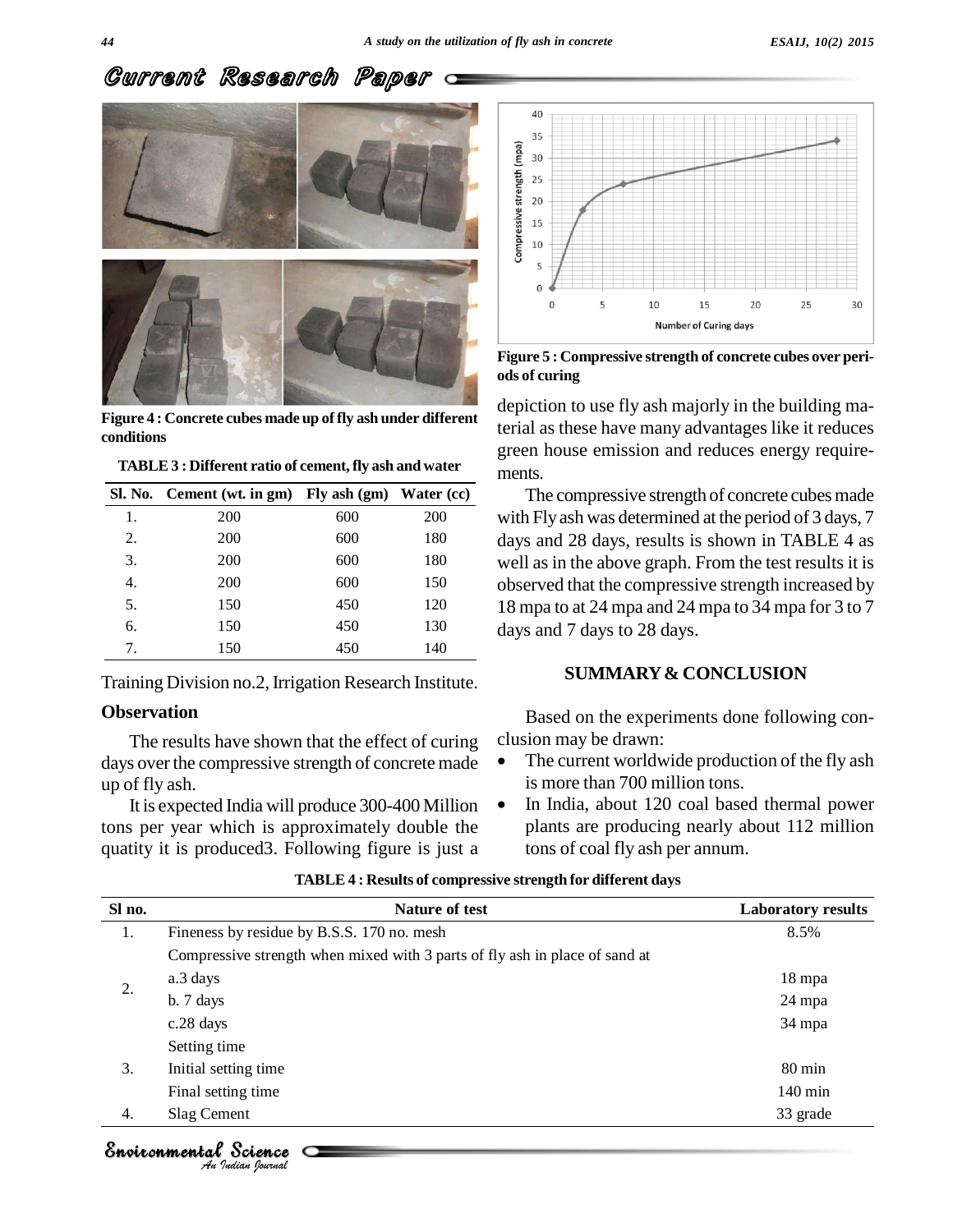Figure 4 : Concrete cubes made up of fly ash under different conditions

TABLE 3 : Different ratio of cement, fly ash and water

| Sl. No. | Cement (wt. in gm) | Fly ash (gm) | Water (cc) |
|---|---|---|---|
| 1. | 200 | 600 | 200 |
| 2. | 200 | 600 | 180 |
| 3. | 200 | 600 | 180 |
| 4. | 200 | 600 | 150 |
| 5. | 150 | 450 | 120 |
| 6. | 150 | 450 | 130 |
| 7. | 150 | 450 | 140 |

Training Division no.2, Irrigation Research Institute.

### Observation

The results have shown that the effect of curing days over the compressive strength of concrete made up of fly ash.

It is expected India will produce 300-400 Million tons per year which is approximately double the quatity it is produced3. Following figure is just a depiction to use fly ash majorly in the building material as these have many advantages like it reduces green house emission and reduces energy requirements.

Figure 5 : Compressive strength of concrete cubes over periods of curing

The compressive strength of concrete cubes made with Fly ash was determined at the period of 3 days, 7 days and 28 days, results is shown in TABLE 4 as well as in the above graph. From the test results it is observed that the compressive strength increased by 18 mpa to at 24 mpa and 24 mpa to 34 mpa for 3 to 7 days and 7 days to 28 days.

## SUMMARY & CONCLUSION

Based on the experiments done following conclusion may be drawn:

- The current worldwide production of the fly ash is more than 700 million tons.
- In India, about 120 coal based thermal power plants are producing nearly about 112 million tons of coal fly ash per annum.

TABLE 4 : Results of compressive strength for different days

| Sl no. | Nature of test | Laboratory results |
|---|---|---|
| 1. | Fineness by residue by B.S.S. 170 no. mesh | 8.5% |
| 2. | Compressive strength when mixed with 3 parts of fly ash in place of sand at | |
| | a.3 days | 18 mpa |
| | b. 7 days | 24 mpa |
| | c.28 days | 34 mpa |
| 3. | Setting time | |
| | Initial setting time | 80 min |
| | Final setting time | 140 min |
| 4. | Slag Cement | 33 grade |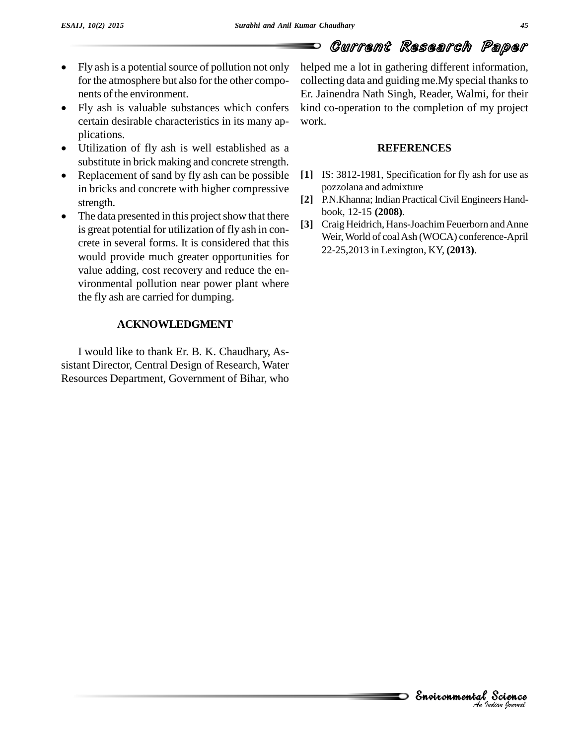- Fly ash is a potential source of pollution not only for the atmosphere but also for the other components of the environment.
- Fly ash is valuable substances which confers certain desirable characteristics in its many applications.
- Utilization of fly ash is well established as a substitute in brick making and concrete strength.
- Replacement of sand by fly ash can be possible in bricks and concrete with higher compressive strength.
- The data presented in this project show that there is great potential for utilization of fly ash in concrete in several forms. It is considered that this would provide much greater opportunities for value adding, cost recovery and reduce the environmental pollution near power plant where the fly ash are carried for dumping.

## ACKNOWLEDGMENT

I would like to thank Er. B. K. Chaudhary, Assistant Director, Central Design of Research, Water Resources Department, Government of Bihar, who helped me a lot in gathering different information, collecting data and guiding me.My special thanks to Er. Jainendra Nath Singh, Reader, Walmi, for their kind co-operation to the completion of my project work.

## REFERENCES

[1] IS: 3812-1981, Specification for fly ash for use as pozzolana and admixture

[2] P.N.Khanna; Indian Practical Civil Engineers Handbook, 12-15 **(2008)**.

[3] Craig Heidrich, Hans-Joachim Feuerborn and Anne Weir, World of coal Ash (WOCA) conference-April 22-25,2013 in Lexington, KY, **(2013)**.